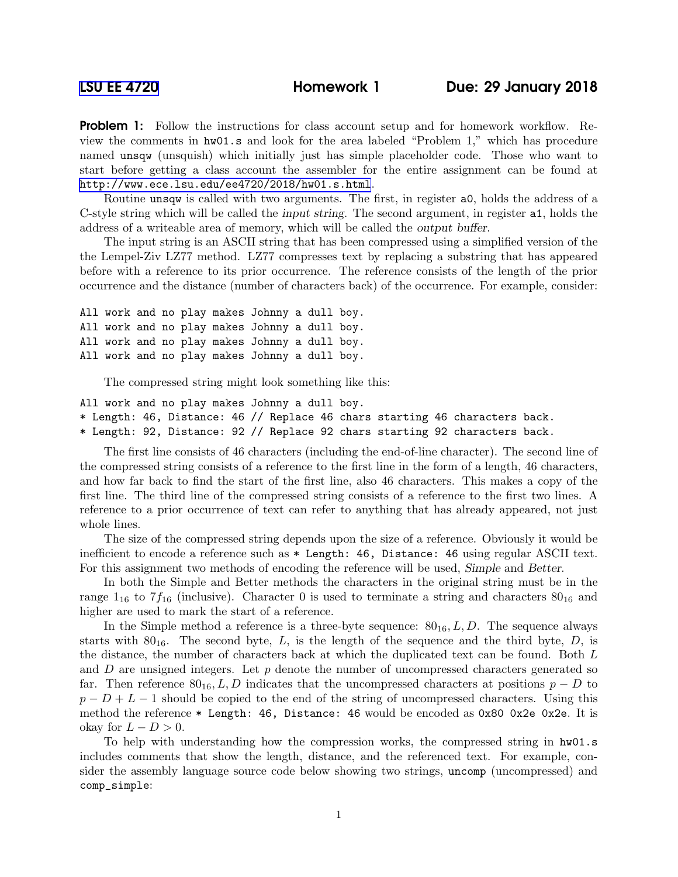# LSU EE 4720 Homework 1 Due: 29 January 2018

**Problem 1:** Follow the instructions for class account setup and for homework workflow. Review the comments in `hw01.s` and look for the area labeled "Problem 1," which has procedure named `unsqw` (unsquish) which initially just has simple placeholder code. Those who want to start before getting a class account the assembler for the entire assignment can be found at http://www.ece.lsu.edu/ee4720/2018/hw01.s.html.

Routine `unsqw` is called with two arguments. The first, in register `a0`, holds the address of a C-style string which will be called the *input string*. The second argument, in register `a1`, holds the address of a writeable area of memory, which will be called the *output buffer*.

The input string is an ASCII string that has been compressed using a simplified version of the the Lempel-Ziv LZ77 method. LZ77 compresses text by replacing a substring that has appeared before with a reference to its prior occurrence. The reference consists of the length of the prior occurrence and the distance (number of characters back) of the occurrence. For example, consider:

```
All work and no play makes Johnny a dull boy.
All work and no play makes Johnny a dull boy.
All work and no play makes Johnny a dull boy.
All work and no play makes Johnny a dull boy.
```

The compressed string might look something like this:

```
All work and no play makes Johnny a dull boy.
* Length: 46, Distance: 46 // Replace 46 chars starting 46 characters back.
* Length: 92, Distance: 92 // Replace 92 chars starting 92 characters back.
```

The first line consists of 46 characters (including the end-of-line character). The second line of the compressed string consists of a reference to the first line in the form of a length, 46 characters, and how far back to find the start of the first line, also 46 characters. This makes a copy of the first line. The third line of the compressed string consists of a reference to the first two lines. A reference to a prior occurrence of text can refer to anything that has already appeared, not just whole lines.

The size of the compressed string depends upon the size of a reference. Obviously it would be inefficient to encode a reference such as `* Length: 46, Distance: 46` using regular ASCII text. For this assignment two methods of encoding the reference will be used, *Simple* and *Better*.

In both the Simple and Better methods the characters in the original string must be in the range $1_{16}$ to $7f_{16}$ (inclusive). Character 0 is used to terminate a string and characters $80_{16}$ and higher are used to mark the start of a reference.

In the Simple method a reference is a three-byte sequence: $80_{16}, L, D$. The sequence always starts with $80_{16}$. The second byte, $L$, is the length of the sequence and the third byte, $D$, is the distance, the number of characters back at which the duplicated text can be found. Both $L$ and $D$ are unsigned integers. Let $p$ denote the number of uncompressed characters generated so far. Then reference $80_{16}, L, D$ indicates that the uncompressed characters at positions $p - D$ to $p - D + L - 1$ should be copied to the end of the string of uncompressed characters. Using this method the reference `* Length: 46, Distance: 46` would be encoded as `0x80 0x2e 0x2e`. It is okay for $L - D > 0$.

To help with understanding how the compression works, the compressed string in `hw01.s` includes comments that show the length, distance, and the referenced text. For example, consider the assembly language source code below showing two strings, `uncomp` (uncompressed) and `comp_simple`: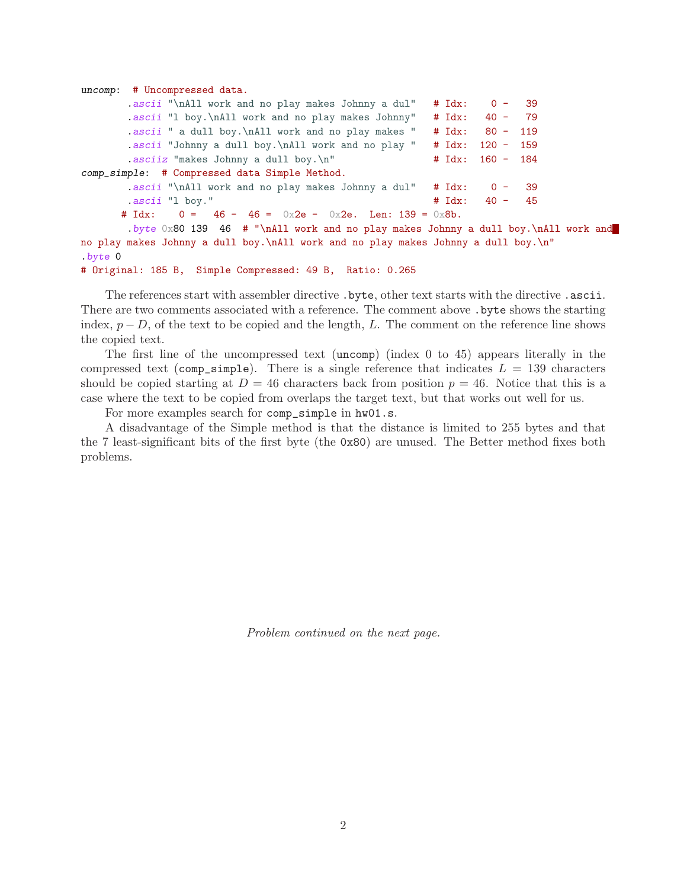```
uncomp:  # Uncompressed data.
        .ascii "\nAll work and no play makes Johnny a dul"   # Idx:    0 -   39
        .ascii "l boy.\nAll work and no play makes Johnny"   # Idx:   40 -   79
        .ascii " a dull boy.\nAll work and no play makes "   # Idx:   80 -  119
        .ascii "Johnny a dull boy.\nAll work and no play "   # Idx:  120 -  159
        .asciiz "makes Johnny a dull boy.\n"                 # Idx:  160 -  184
comp_simple:  # Compressed data Simple Method.
        .ascii "\nAll work and no play makes Johnny a dul"   # Idx:    0 -   39
        .ascii "l boy."                                      # Idx:   40 -   45
       # Idx:    0 =   46 -  46 =  0x2e -  0x2e.  Len: 139 = 0x8b.
        .byte 0x80 139  46  # "\nAll work and no play makes Johnny a dull boy.\nAll work and
no play makes Johnny a dull boy.\nAll work and no play makes Johnny a dull boy.\n"
.byte 0
# Original: 185 B,  Simple Compressed: 49 B,  Ratio: 0.265
```

The references start with assembler directive `.byte`, other text starts with the directive `.ascii`. There are two comments associated with a reference. The comment above `.byte` shows the starting index, $p - D$, of the text to be copied and the length, $L$. The comment on the reference line shows the copied text.

The first line of the uncompressed text (`uncomp`) (index 0 to 45) appears literally in the compressed text (`comp_simple`). There is a single reference that indicates $L = 139$ characters should be copied starting at $D = 46$ characters back from position $p = 46$. Notice that this is a case where the text to be copied from overlaps the target text, but that works out well for us.

For more examples search for `comp_simple` in `hw01.s`.

A disadvantage of the Simple method is that the distance is limited to 255 bytes and that the 7 least-significant bits of the first byte (the `0x80`) are unused. The Better method fixes both problems.

*Problem continued on the next page.*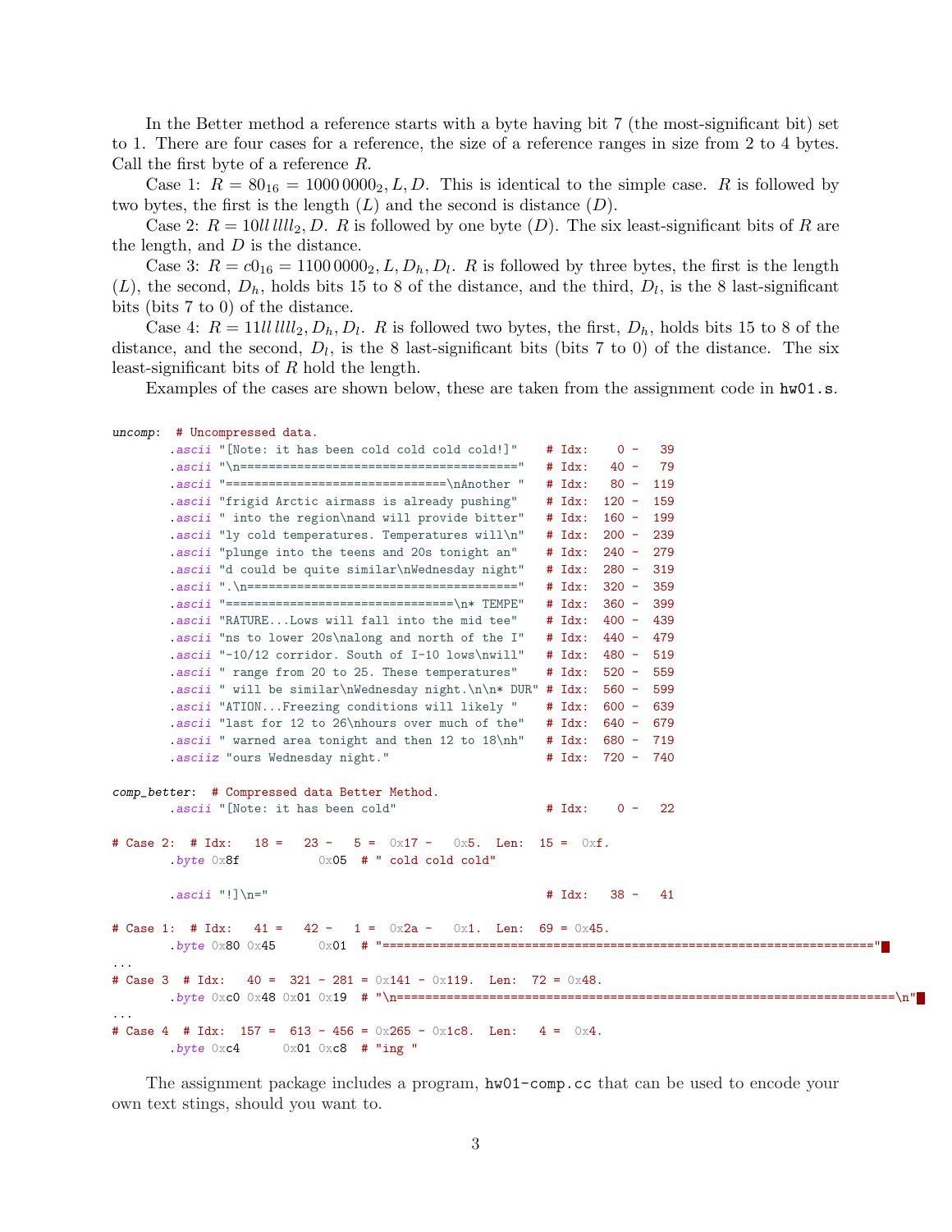In the Better method a reference starts with a byte having bit 7 (the most-significant bit) set to 1. There are four cases for a reference, the size of a reference ranges in size from 2 to 4 bytes. Call the first byte of a reference $R$.

Case 1: $R = 80_{16} = 1000\,0000_2, L, D$. This is identical to the simple case. $R$ is followed by two bytes, the first is the length ($L$) and the second is distance ($D$).

Case 2: $R = 10ll\,llll_2, D$. $R$ is followed by one byte ($D$). The six least-significant bits of $R$ are the length, and $D$ is the distance.

Case 3: $R = c0_{16} = 1100\,0000_2, L, D_h, D_l$. $R$ is followed by three bytes, the first is the length ($L$), the second, $D_h$, holds bits 15 to 8 of the distance, and the third, $D_l$, is the 8 last-significant bits (bits 7 to 0) of the distance.

Case 4: $R = 11ll\,llll_2, D_h, D_l$. $R$ is followed two bytes, the first, $D_h$, holds bits 15 to 8 of the distance, and the second, $D_l$, is the 8 last-significant bits (bits 7 to 0) of the distance. The six least-significant bits of $R$ hold the length.

Examples of the cases are shown below, these are taken from the assignment code in hw01.s.

```
uncomp:  # Uncompressed data.
        .ascii "[Note: it has been cold cold cold cold!]"    # Idx:    0 -   39
        .ascii "\n======================================="   # Idx:   40 -   79
        .ascii "==============================\nAnother "   # Idx:   80 -  119
        .ascii "frigid Arctic airmass is already pushing"    # Idx:  120 -  159
        .ascii " into the region\nand will provide bitter"   # Idx:  160 -  199
        .ascii "ly cold temperatures. Temperatures will\n"   # Idx:  200 -  239
        .ascii "plunge into the teens and 20s tonight an"    # Idx:  240 -  279
        .ascii "d could be quite similar\nWednesday night"   # Idx:  280 -  319
        .ascii ".\n======================================"   # Idx:  320 -  359
        .ascii "================================\n* TEMPE"   # Idx:  360 -  399
        .ascii "RATURE...Lows will fall into the mid tee"    # Idx:  400 -  439
        .ascii "ns to lower 20s\nalong and north of the I"   # Idx:  440 -  479
        .ascii "-10/12 corridor. South of I-10 lows\nwill"   # Idx:  480 -  519
        .ascii " range from 20 to 25. These temperatures"    # Idx:  520 -  559
        .ascii " will be similar\nWednesday night.\n\n* DUR" # Idx:  560 -  599
        .ascii "ATION...Freezing conditions will likely "    # Idx:  600 -  639
        .ascii "last for 12 to 26\nhours over much of the"   # Idx:  640 -  679
        .ascii " warned area tonight and then 12 to 18\nh"   # Idx:  680 -  719
        .asciiz "ours Wednesday night."                      # Idx:  720 -  740

comp_better:  # Compressed data Better Method.
        .ascii "[Note: it has been cold"                     # Idx:    0 -   22

# Case 2:  # Idx:   18 =   23 -    5 =  0x17 -   0x5.  Len:  15 =  0xf.
        .byte 0x8f           0x05  # " cold cold cold"

        .ascii "!]\n="                                       # Idx:   38 -   41

# Case 1:  # Idx:   41 =   42 -    1 =  0x2a -   0x1.  Len:  69 = 0x45.
        .byte 0x80 0x45      0x01  # "====================================================================="
...
# Case 3  # Idx:   40 =  321 - 281 = 0x141 - 0x119.  Len:  72 = 0x48.
        .byte 0xc0 0x48 0x01 0x19  # "\n======================================================================\n"
...
# Case 4  # Idx:  157 =  613 - 456 = 0x265 - 0x1c8.  Len:   4 =  0x4.
        .byte 0xc4      0x01 0xc8  # "ing "
```

The assignment package includes a program, hw01-comp.cc that can be used to encode your own text stings, should you want to.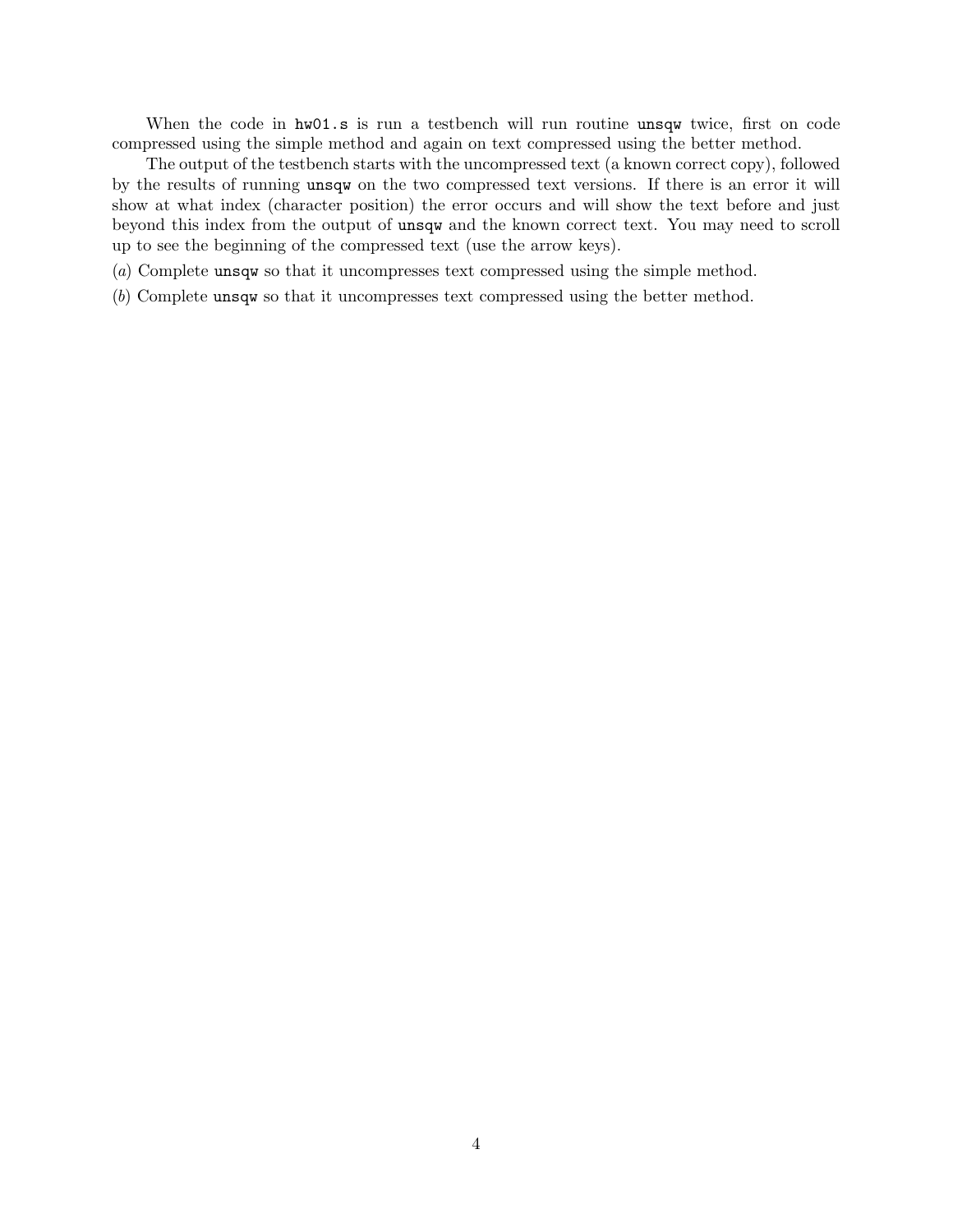When the code in `hw01.s` is run a testbench will run routine `unsqw` twice, first on code compressed using the simple method and again on text compressed using the better method.

The output of the testbench starts with the uncompressed text (a known correct copy), followed by the results of running `unsqw` on the two compressed text versions. If there is an error it will show at what index (character position) the error occurs and will show the text before and just beyond this index from the output of `unsqw` and the known correct text. You may need to scroll up to see the beginning of the compressed text (use the arrow keys).

(*a*) Complete `unsqw` so that it uncompresses text compressed using the simple method.

(*b*) Complete `unsqw` so that it uncompresses text compressed using the better method.